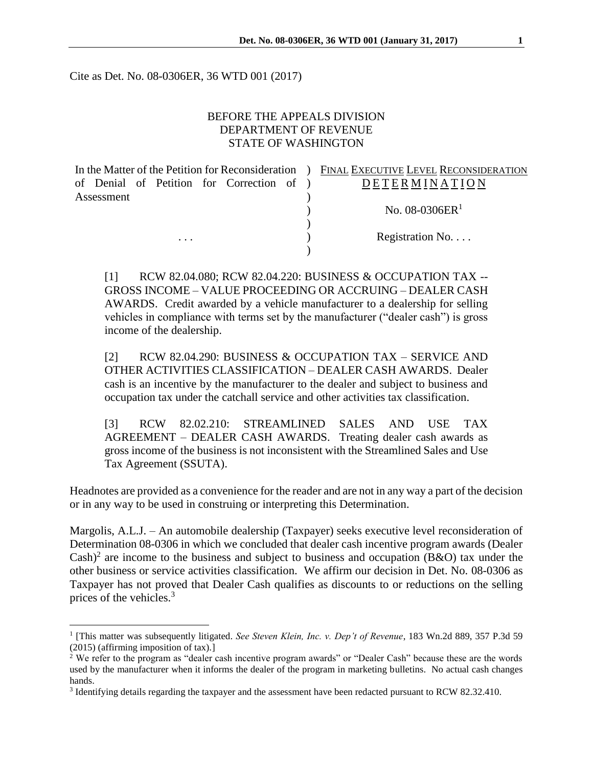Cite as Det. No. 08-0306ER, 36 WTD 001 (2017)

BEFORE THE APPEALS DIVISION
DEPARTMENT OF REVENUE
STATE OF WASHINGTON

| | | |
|---|---|---|
| In the Matter of the Petition for Reconsideration of Denial of Petition for Correction of Assessment | ) | FINAL EXECUTIVE LEVEL RECONSIDERATION DETERMINATION |
| | ) | No. 08-0306ER[1] |
| . . . | ) | Registration No. . . . |

[1] RCW 82.04.080; RCW 82.04.220: BUSINESS & OCCUPATION TAX -- GROSS INCOME – VALUE PROCEEDING OR ACCRUING – DEALER CASH AWARDS. Credit awarded by a vehicle manufacturer to a dealership for selling vehicles in compliance with terms set by the manufacturer ("dealer cash") is gross income of the dealership.

[2] RCW 82.04.290: BUSINESS & OCCUPATION TAX – SERVICE AND OTHER ACTIVITIES CLASSIFICATION – DEALER CASH AWARDS. Dealer cash is an incentive by the manufacturer to the dealer and subject to business and occupation tax under the catchall service and other activities tax classification.

[3] RCW 82.02.210: STREAMLINED SALES AND USE TAX AGREEMENT – DEALER CASH AWARDS. Treating dealer cash awards as gross income of the business is not inconsistent with the Streamlined Sales and Use Tax Agreement (SSUTA).

Headnotes are provided as a convenience for the reader and are not in any way a part of the decision or in any way to be used in construing or interpreting this Determination.

Margolis, A.L.J. – An automobile dealership (Taxpayer) seeks executive level reconsideration of Determination 08-0306 in which we concluded that dealer cash incentive program awards (Dealer Cash)[2] are income to the business and subject to business and occupation (B&O) tax under the other business or service activities classification. We affirm our decision in Det. No. 08-0306 as Taxpayer has not proved that Dealer Cash qualifies as discounts to or reductions on the selling prices of the vehicles.[3]

---

[1] [This matter was subsequently litigated. *See Steven Klein, Inc. v. Dep't of Revenue*, 183 Wn.2d 889, 357 P.3d 59 (2015) (affirming imposition of tax).]

[2] We refer to the program as "dealer cash incentive program awards" or "Dealer Cash" because these are the words used by the manufacturer when it informs the dealer of the program in marketing bulletins. No actual cash changes hands.

[3] Identifying details regarding the taxpayer and the assessment have been redacted pursuant to RCW 82.32.410.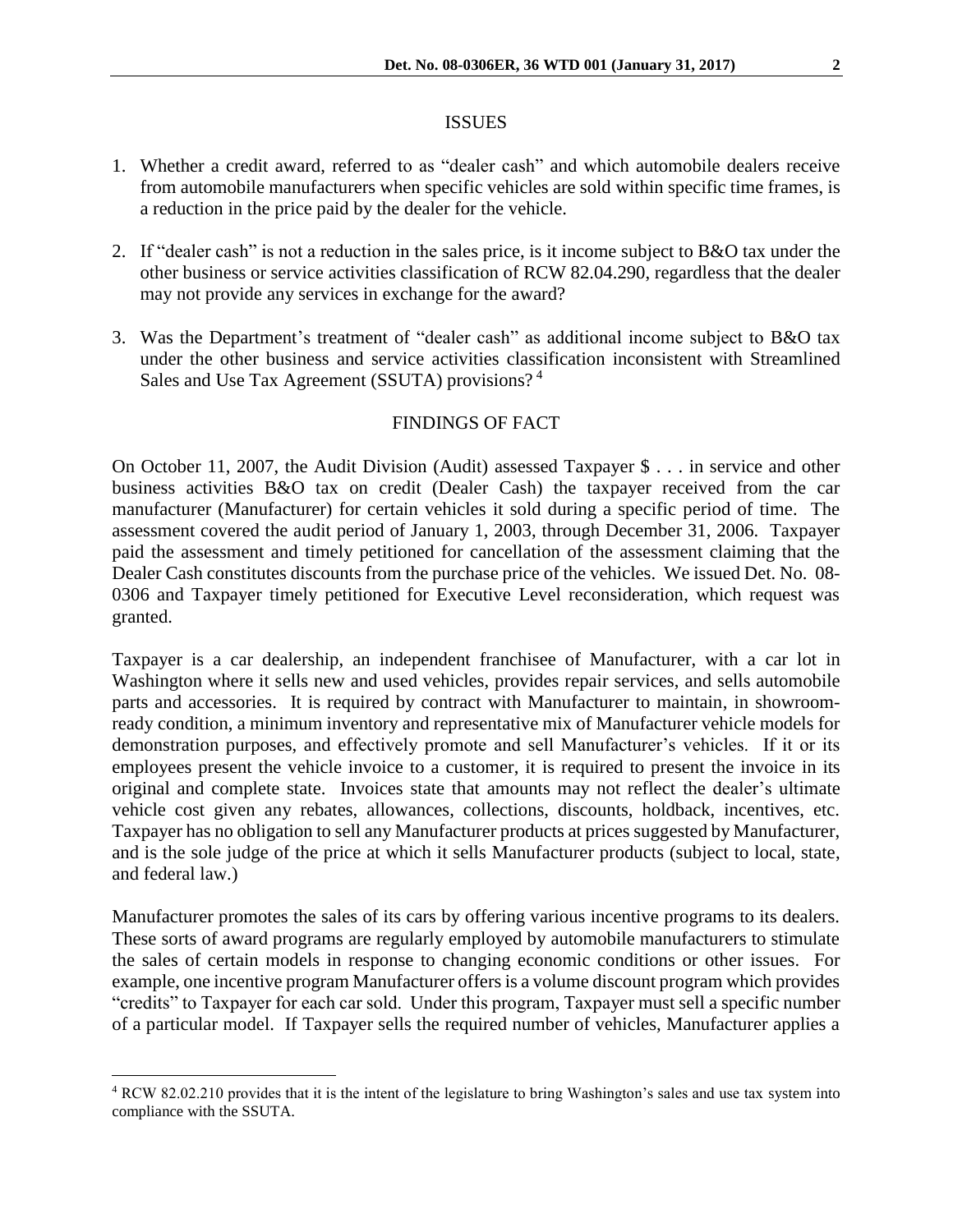## ISSUES

1. Whether a credit award, referred to as "dealer cash" and which automobile dealers receive from automobile manufacturers when specific vehicles are sold within specific time frames, is a reduction in the price paid by the dealer for the vehicle.

2. If "dealer cash" is not a reduction in the sales price, is it income subject to B&O tax under the other business or service activities classification of RCW 82.04.290, regardless that the dealer may not provide any services in exchange for the award?

3. Was the Department's treatment of "dealer cash" as additional income subject to B&O tax under the other business and service activities classification inconsistent with Streamlined Sales and Use Tax Agreement (SSUTA) provisions? [4]

## FINDINGS OF FACT

On October 11, 2007, the Audit Division (Audit) assessed Taxpayer $ . . . in service and other business activities B&O tax on credit (Dealer Cash) the taxpayer received from the car manufacturer (Manufacturer) for certain vehicles it sold during a specific period of time. The assessment covered the audit period of January 1, 2003, through December 31, 2006. Taxpayer paid the assessment and timely petitioned for cancellation of the assessment claiming that the Dealer Cash constitutes discounts from the purchase price of the vehicles. We issued Det. No. 08-0306 and Taxpayer timely petitioned for Executive Level reconsideration, which request was granted.

Taxpayer is a car dealership, an independent franchisee of Manufacturer, with a car lot in Washington where it sells new and used vehicles, provides repair services, and sells automobile parts and accessories. It is required by contract with Manufacturer to maintain, in showroom-ready condition, a minimum inventory and representative mix of Manufacturer vehicle models for demonstration purposes, and effectively promote and sell Manufacturer's vehicles. If it or its employees present the vehicle invoice to a customer, it is required to present the invoice in its original and complete state. Invoices state that amounts may not reflect the dealer's ultimate vehicle cost given any rebates, allowances, collections, discounts, holdback, incentives, etc. Taxpayer has no obligation to sell any Manufacturer products at prices suggested by Manufacturer, and is the sole judge of the price at which it sells Manufacturer products (subject to local, state, and federal law.)

Manufacturer promotes the sales of its cars by offering various incentive programs to its dealers. These sorts of award programs are regularly employed by automobile manufacturers to stimulate the sales of certain models in response to changing economic conditions or other issues. For example, one incentive program Manufacturer offers is a volume discount program which provides "credits" to Taxpayer for each car sold. Under this program, Taxpayer must sell a specific number of a particular model. If Taxpayer sells the required number of vehicles, Manufacturer applies a

---

[4] RCW 82.02.210 provides that it is the intent of the legislature to bring Washington's sales and use tax system into compliance with the SSUTA.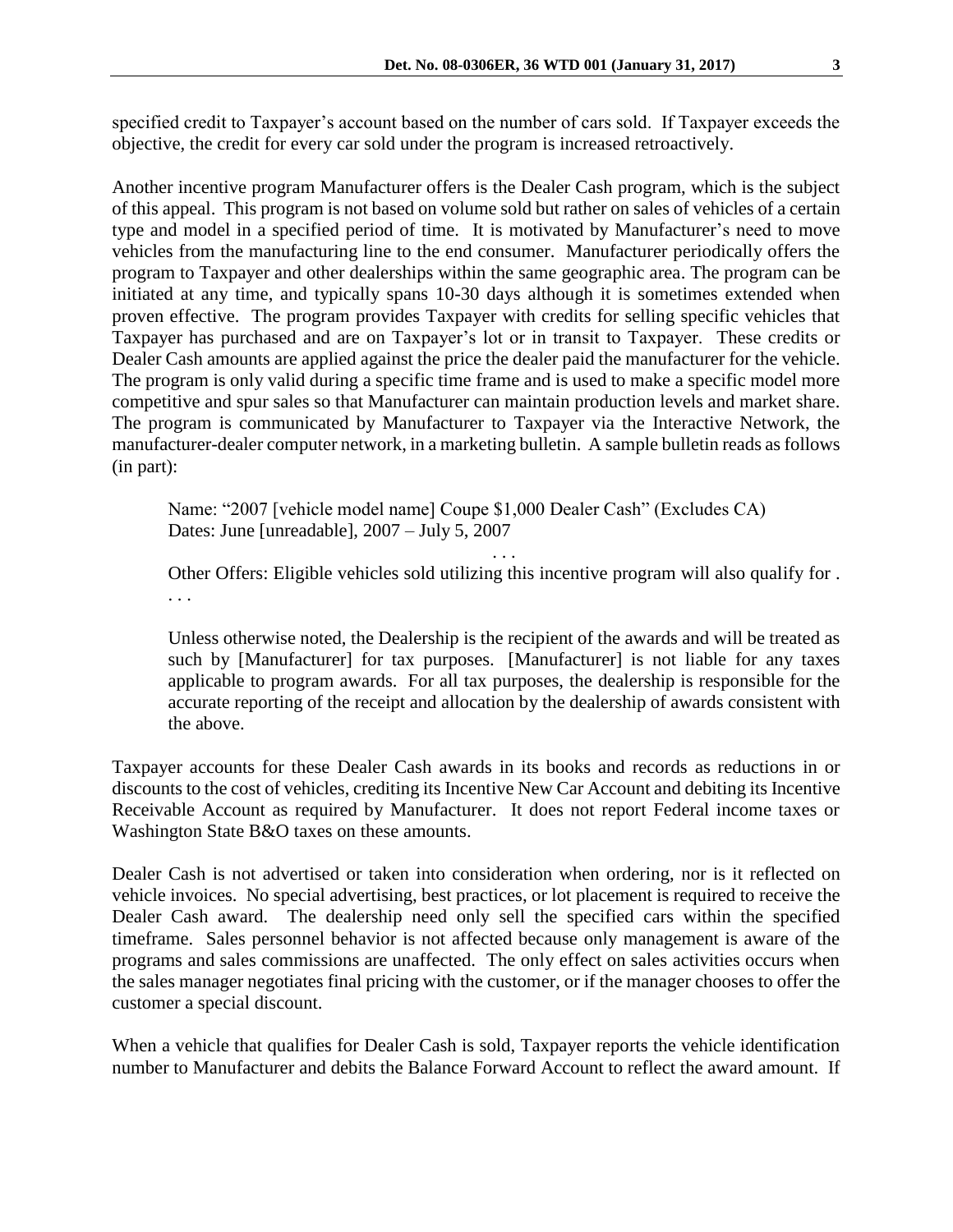specified credit to Taxpayer's account based on the number of cars sold. If Taxpayer exceeds the objective, the credit for every car sold under the program is increased retroactively.

Another incentive program Manufacturer offers is the Dealer Cash program, which is the subject of this appeal. This program is not based on volume sold but rather on sales of vehicles of a certain type and model in a specified period of time. It is motivated by Manufacturer's need to move vehicles from the manufacturing line to the end consumer. Manufacturer periodically offers the program to Taxpayer and other dealerships within the same geographic area. The program can be initiated at any time, and typically spans 10-30 days although it is sometimes extended when proven effective. The program provides Taxpayer with credits for selling specific vehicles that Taxpayer has purchased and are on Taxpayer's lot or in transit to Taxpayer. These credits or Dealer Cash amounts are applied against the price the dealer paid the manufacturer for the vehicle. The program is only valid during a specific time frame and is used to make a specific model more competitive and spur sales so that Manufacturer can maintain production levels and market share. The program is communicated by Manufacturer to Taxpayer via the Interactive Network, the manufacturer-dealer computer network, in a marketing bulletin. A sample bulletin reads as follows (in part):

> Name: "2007 [vehicle model name] Coupe $1,000 Dealer Cash" (Excludes CA)
> Dates: June [unreadable], 2007 – July 5, 2007
>
> . . .
>
> Other Offers: Eligible vehicles sold utilizing this incentive program will also qualify for . . . .
>
> Unless otherwise noted, the Dealership is the recipient of the awards and will be treated as such by [Manufacturer] for tax purposes. [Manufacturer] is not liable for any taxes applicable to program awards. For all tax purposes, the dealership is responsible for the accurate reporting of the receipt and allocation by the dealership of awards consistent with the above.

Taxpayer accounts for these Dealer Cash awards in its books and records as reductions in or discounts to the cost of vehicles, crediting its Incentive New Car Account and debiting its Incentive Receivable Account as required by Manufacturer. It does not report Federal income taxes or Washington State B&O taxes on these amounts.

Dealer Cash is not advertised or taken into consideration when ordering, nor is it reflected on vehicle invoices. No special advertising, best practices, or lot placement is required to receive the Dealer Cash award. The dealership need only sell the specified cars within the specified timeframe. Sales personnel behavior is not affected because only management is aware of the programs and sales commissions are unaffected. The only effect on sales activities occurs when the sales manager negotiates final pricing with the customer, or if the manager chooses to offer the customer a special discount.

When a vehicle that qualifies for Dealer Cash is sold, Taxpayer reports the vehicle identification number to Manufacturer and debits the Balance Forward Account to reflect the award amount. If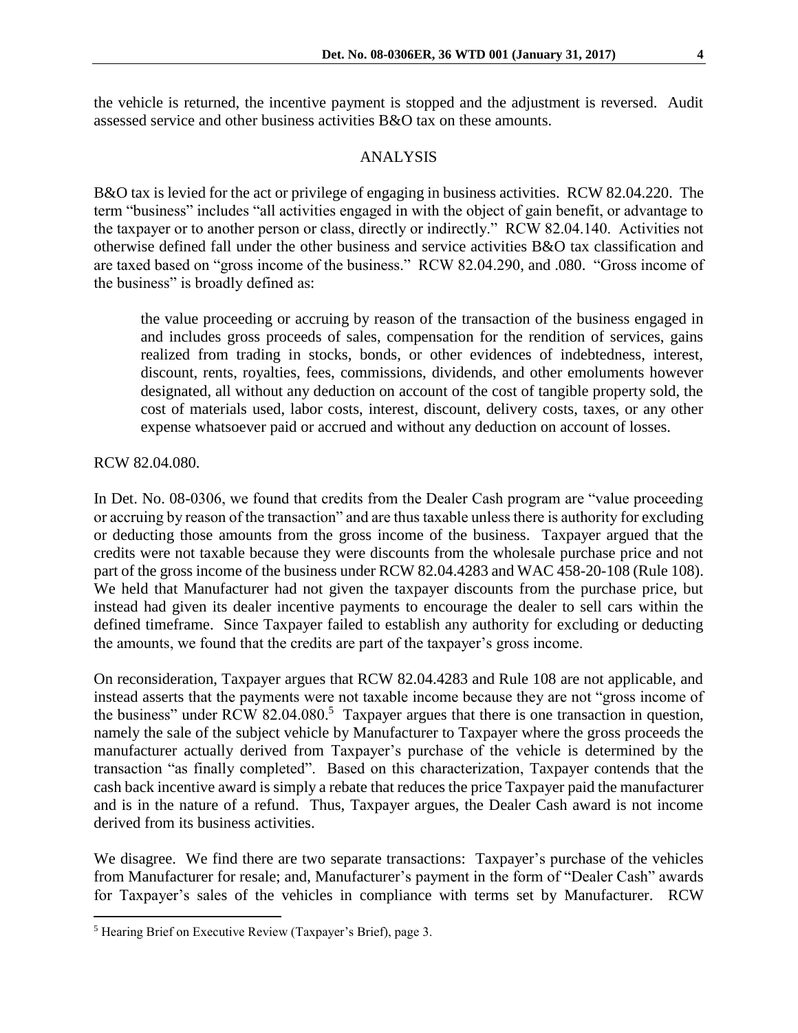the vehicle is returned, the incentive payment is stopped and the adjustment is reversed. Audit assessed service and other business activities B&O tax on these amounts.

## ANALYSIS

B&O tax is levied for the act or privilege of engaging in business activities. RCW 82.04.220. The term "business" includes "all activities engaged in with the object of gain benefit, or advantage to the taxpayer or to another person or class, directly or indirectly." RCW 82.04.140. Activities not otherwise defined fall under the other business and service activities B&O tax classification and are taxed based on "gross income of the business." RCW 82.04.290, and .080. "Gross income of the business" is broadly defined as:

> the value proceeding or accruing by reason of the transaction of the business engaged in and includes gross proceeds of sales, compensation for the rendition of services, gains realized from trading in stocks, bonds, or other evidences of indebtedness, interest, discount, rents, royalties, fees, commissions, dividends, and other emoluments however designated, all without any deduction on account of the cost of tangible property sold, the cost of materials used, labor costs, interest, discount, delivery costs, taxes, or any other expense whatsoever paid or accrued and without any deduction on account of losses.

RCW 82.04.080.

In Det. No. 08-0306, we found that credits from the Dealer Cash program are "value proceeding or accruing by reason of the transaction" and are thus taxable unless there is authority for excluding or deducting those amounts from the gross income of the business. Taxpayer argued that the credits were not taxable because they were discounts from the wholesale purchase price and not part of the gross income of the business under RCW 82.04.4283 and WAC 458-20-108 (Rule 108). We held that Manufacturer had not given the taxpayer discounts from the purchase price, but instead had given its dealer incentive payments to encourage the dealer to sell cars within the defined timeframe. Since Taxpayer failed to establish any authority for excluding or deducting the amounts, we found that the credits are part of the taxpayer's gross income.

On reconsideration, Taxpayer argues that RCW 82.04.4283 and Rule 108 are not applicable, and instead asserts that the payments were not taxable income because they are not "gross income of the business" under RCW 82.04.080.[5] Taxpayer argues that there is one transaction in question, namely the sale of the subject vehicle by Manufacturer to Taxpayer where the gross proceeds the manufacturer actually derived from Taxpayer's purchase of the vehicle is determined by the transaction "as finally completed". Based on this characterization, Taxpayer contends that the cash back incentive award is simply a rebate that reduces the price Taxpayer paid the manufacturer and is in the nature of a refund. Thus, Taxpayer argues, the Dealer Cash award is not income derived from its business activities.

We disagree. We find there are two separate transactions: Taxpayer's purchase of the vehicles from Manufacturer for resale; and, Manufacturer's payment in the form of "Dealer Cash" awards for Taxpayer's sales of the vehicles in compliance with terms set by Manufacturer. RCW

[5] Hearing Brief on Executive Review (Taxpayer's Brief), page 3.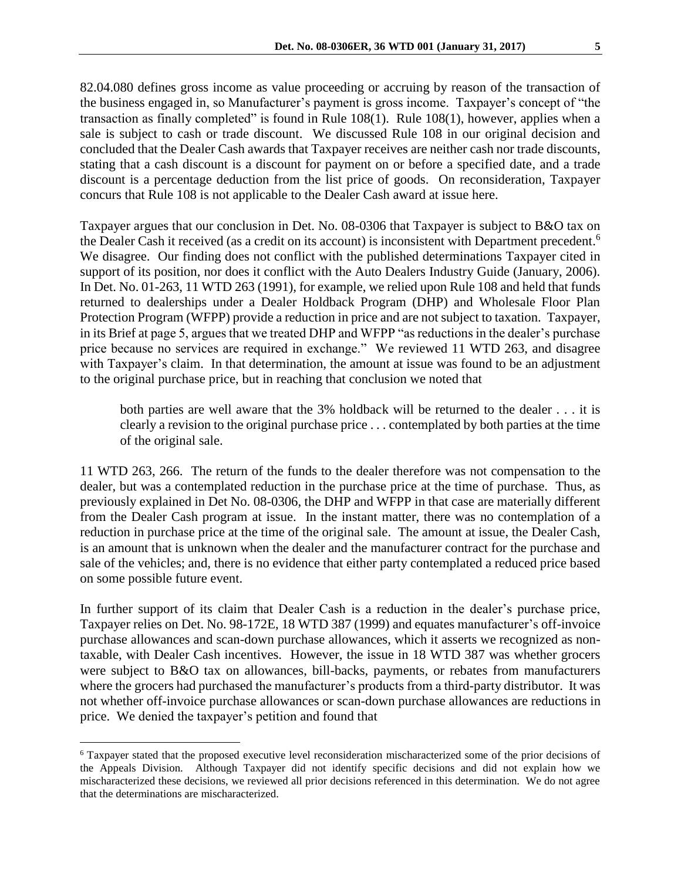82.04.080 defines gross income as value proceeding or accruing by reason of the transaction of the business engaged in, so Manufacturer's payment is gross income. Taxpayer's concept of "the transaction as finally completed" is found in Rule 108(1). Rule 108(1), however, applies when a sale is subject to cash or trade discount. We discussed Rule 108 in our original decision and concluded that the Dealer Cash awards that Taxpayer receives are neither cash nor trade discounts, stating that a cash discount is a discount for payment on or before a specified date, and a trade discount is a percentage deduction from the list price of goods. On reconsideration, Taxpayer concurs that Rule 108 is not applicable to the Dealer Cash award at issue here.

Taxpayer argues that our conclusion in Det. No. 08-0306 that Taxpayer is subject to B&O tax on the Dealer Cash it received (as a credit on its account) is inconsistent with Department precedent.[6] We disagree. Our finding does not conflict with the published determinations Taxpayer cited in support of its position, nor does it conflict with the Auto Dealers Industry Guide (January, 2006). In Det. No. 01-263, 11 WTD 263 (1991), for example, we relied upon Rule 108 and held that funds returned to dealerships under a Dealer Holdback Program (DHP) and Wholesale Floor Plan Protection Program (WFPP) provide a reduction in price and are not subject to taxation. Taxpayer, in its Brief at page 5, argues that we treated DHP and WFPP "as reductions in the dealer's purchase price because no services are required in exchange." We reviewed 11 WTD 263, and disagree with Taxpayer's claim. In that determination, the amount at issue was found to be an adjustment to the original purchase price, but in reaching that conclusion we noted that

> both parties are well aware that the 3% holdback will be returned to the dealer . . . it is clearly a revision to the original purchase price . . . contemplated by both parties at the time of the original sale.

11 WTD 263, 266. The return of the funds to the dealer therefore was not compensation to the dealer, but was a contemplated reduction in the purchase price at the time of purchase. Thus, as previously explained in Det No. 08-0306, the DHP and WFPP in that case are materially different from the Dealer Cash program at issue. In the instant matter, there was no contemplation of a reduction in purchase price at the time of the original sale. The amount at issue, the Dealer Cash, is an amount that is unknown when the dealer and the manufacturer contract for the purchase and sale of the vehicles; and, there is no evidence that either party contemplated a reduced price based on some possible future event.

In further support of its claim that Dealer Cash is a reduction in the dealer's purchase price, Taxpayer relies on Det. No. 98-172E, 18 WTD 387 (1999) and equates manufacturer's off-invoice purchase allowances and scan-down purchase allowances, which it asserts we recognized as non-taxable, with Dealer Cash incentives. However, the issue in 18 WTD 387 was whether grocers were subject to B&O tax on allowances, bill-backs, payments, or rebates from manufacturers where the grocers had purchased the manufacturer's products from a third-party distributor. It was not whether off-invoice purchase allowances or scan-down purchase allowances are reductions in price. We denied the taxpayer's petition and found that

---

[6] Taxpayer stated that the proposed executive level reconsideration mischaracterized some of the prior decisions of the Appeals Division. Although Taxpayer did not identify specific decisions and did not explain how we mischaracterized these decisions, we reviewed all prior decisions referenced in this determination. We do not agree that the determinations are mischaracterized.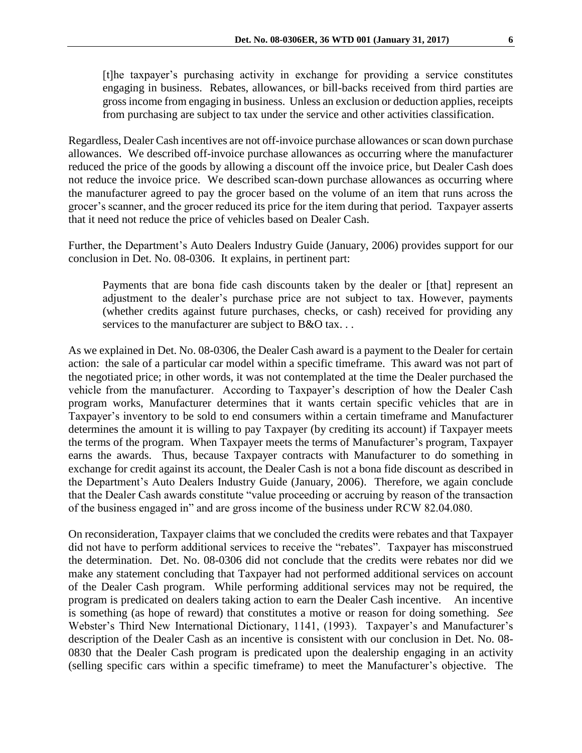> [t]he taxpayer's purchasing activity in exchange for providing a service constitutes engaging in business. Rebates, allowances, or bill-backs received from third parties are gross income from engaging in business. Unless an exclusion or deduction applies, receipts from purchasing are subject to tax under the service and other activities classification.

Regardless, Dealer Cash incentives are not off-invoice purchase allowances or scan down purchase allowances. We described off-invoice purchase allowances as occurring where the manufacturer reduced the price of the goods by allowing a discount off the invoice price, but Dealer Cash does not reduce the invoice price. We described scan-down purchase allowances as occurring where the manufacturer agreed to pay the grocer based on the volume of an item that runs across the grocer's scanner, and the grocer reduced its price for the item during that period. Taxpayer asserts that it need not reduce the price of vehicles based on Dealer Cash.

Further, the Department's Auto Dealers Industry Guide (January, 2006) provides support for our conclusion in Det. No. 08-0306. It explains, in pertinent part:

> Payments that are bona fide cash discounts taken by the dealer or [that] represent an adjustment to the dealer's purchase price are not subject to tax. However, payments (whether credits against future purchases, checks, or cash) received for providing any services to the manufacturer are subject to B&O tax. . .

As we explained in Det. No. 08-0306, the Dealer Cash award is a payment to the Dealer for certain action: the sale of a particular car model within a specific timeframe. This award was not part of the negotiated price; in other words, it was not contemplated at the time the Dealer purchased the vehicle from the manufacturer. According to Taxpayer's description of how the Dealer Cash program works, Manufacturer determines that it wants certain specific vehicles that are in Taxpayer's inventory to be sold to end consumers within a certain timeframe and Manufacturer determines the amount it is willing to pay Taxpayer (by crediting its account) if Taxpayer meets the terms of the program. When Taxpayer meets the terms of Manufacturer's program, Taxpayer earns the awards. Thus, because Taxpayer contracts with Manufacturer to do something in exchange for credit against its account, the Dealer Cash is not a bona fide discount as described in the Department's Auto Dealers Industry Guide (January, 2006). Therefore, we again conclude that the Dealer Cash awards constitute "value proceeding or accruing by reason of the transaction of the business engaged in" and are gross income of the business under RCW 82.04.080.

On reconsideration, Taxpayer claims that we concluded the credits were rebates and that Taxpayer did not have to perform additional services to receive the "rebates". Taxpayer has misconstrued the determination. Det. No. 08-0306 did not conclude that the credits were rebates nor did we make any statement concluding that Taxpayer had not performed additional services on account of the Dealer Cash program. While performing additional services may not be required, the program is predicated on dealers taking action to earn the Dealer Cash incentive. An incentive is something (as hope of reward) that constitutes a motive or reason for doing something. *See* Webster's Third New International Dictionary, 1141, (1993). Taxpayer's and Manufacturer's description of the Dealer Cash as an incentive is consistent with our conclusion in Det. No. 08-0830 that the Dealer Cash program is predicated upon the dealership engaging in an activity (selling specific cars within a specific timeframe) to meet the Manufacturer's objective. The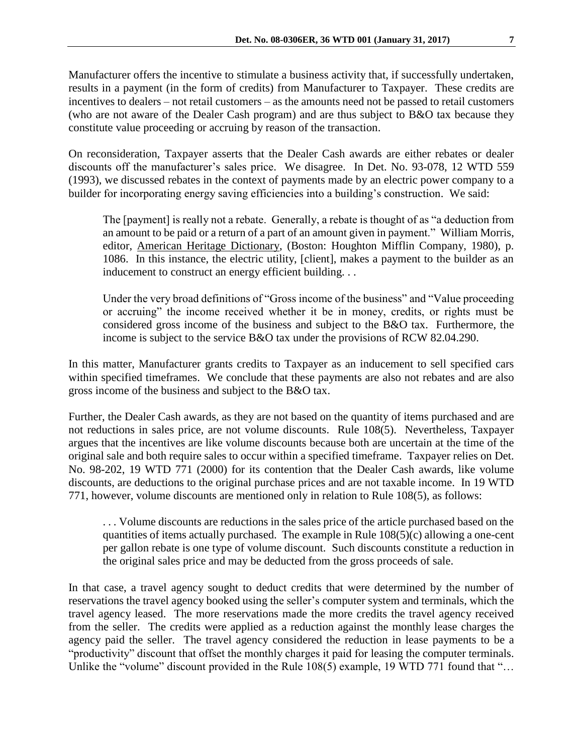Manufacturer offers the incentive to stimulate a business activity that, if successfully undertaken, results in a payment (in the form of credits) from Manufacturer to Taxpayer. These credits are incentives to dealers – not retail customers – as the amounts need not be passed to retail customers (who are not aware of the Dealer Cash program) and are thus subject to B&O tax because they constitute value proceeding or accruing by reason of the transaction.

On reconsideration, Taxpayer asserts that the Dealer Cash awards are either rebates or dealer discounts off the manufacturer's sales price. We disagree. In Det. No. 93-078, 12 WTD 559 (1993), we discussed rebates in the context of payments made by an electric power company to a builder for incorporating energy saving efficiencies into a building's construction. We said:

> The [payment] is really not a rebate. Generally, a rebate is thought of as "a deduction from an amount to be paid or a return of a part of an amount given in payment." William Morris, editor, American Heritage Dictionary, (Boston: Houghton Mifflin Company, 1980), p. 1086. In this instance, the electric utility, [client], makes a payment to the builder as an inducement to construct an energy efficient building. . .
>
> Under the very broad definitions of "Gross income of the business" and "Value proceeding or accruing" the income received whether it be in money, credits, or rights must be considered gross income of the business and subject to the B&O tax. Furthermore, the income is subject to the service B&O tax under the provisions of RCW 82.04.290.

In this matter, Manufacturer grants credits to Taxpayer as an inducement to sell specified cars within specified timeframes. We conclude that these payments are also not rebates and are also gross income of the business and subject to the B&O tax.

Further, the Dealer Cash awards, as they are not based on the quantity of items purchased and are not reductions in sales price, are not volume discounts. Rule 108(5). Nevertheless, Taxpayer argues that the incentives are like volume discounts because both are uncertain at the time of the original sale and both require sales to occur within a specified timeframe. Taxpayer relies on Det. No. 98-202, 19 WTD 771 (2000) for its contention that the Dealer Cash awards, like volume discounts, are deductions to the original purchase prices and are not taxable income. In 19 WTD 771, however, volume discounts are mentioned only in relation to Rule 108(5), as follows:

> . . . Volume discounts are reductions in the sales price of the article purchased based on the quantities of items actually purchased. The example in Rule 108(5)(c) allowing a one-cent per gallon rebate is one type of volume discount. Such discounts constitute a reduction in the original sales price and may be deducted from the gross proceeds of sale.

In that case, a travel agency sought to deduct credits that were determined by the number of reservations the travel agency booked using the seller's computer system and terminals, which the travel agency leased. The more reservations made the more credits the travel agency received from the seller. The credits were applied as a reduction against the monthly lease charges the agency paid the seller. The travel agency considered the reduction in lease payments to be a "productivity" discount that offset the monthly charges it paid for leasing the computer terminals. Unlike the "volume" discount provided in the Rule 108(5) example, 19 WTD 771 found that "…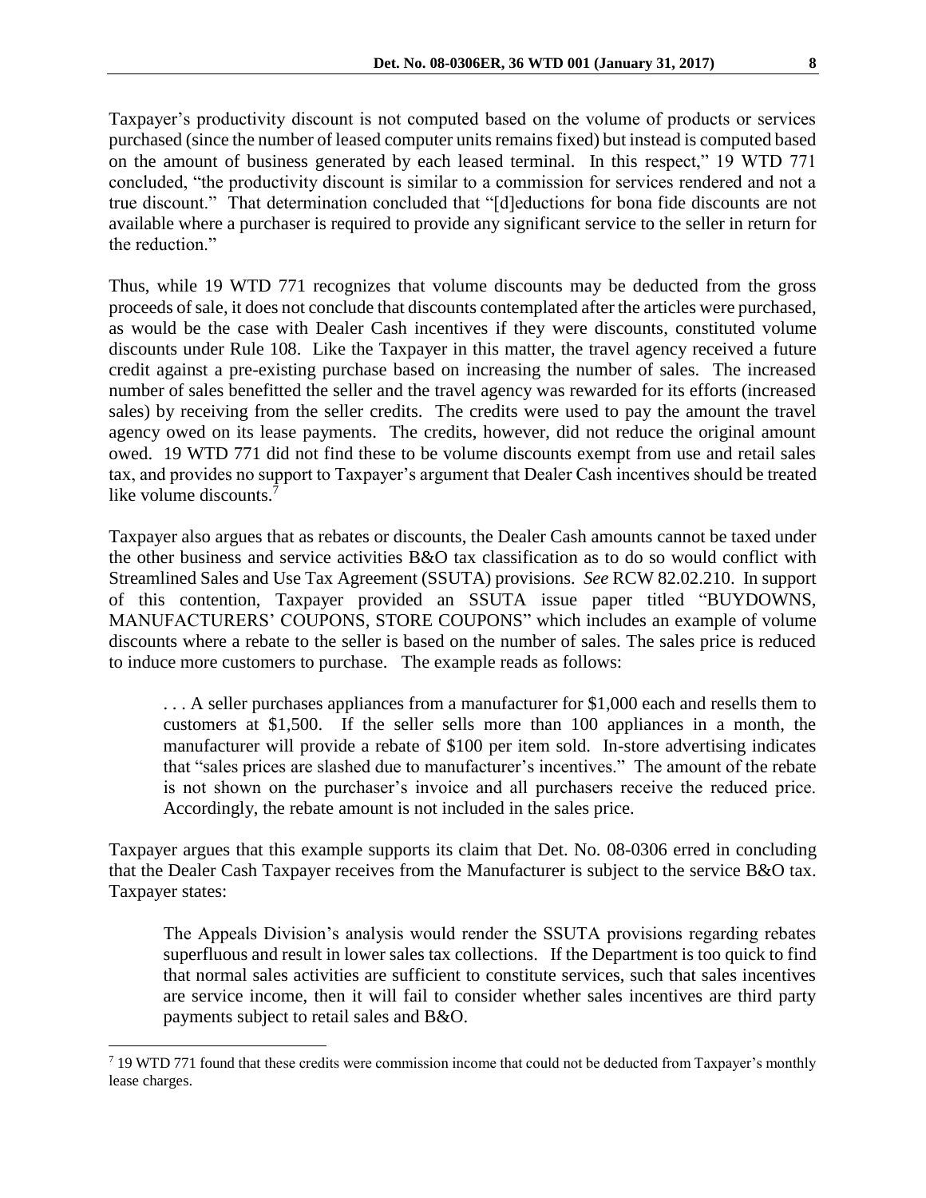Taxpayer's productivity discount is not computed based on the volume of products or services purchased (since the number of leased computer units remains fixed) but instead is computed based on the amount of business generated by each leased terminal. In this respect," 19 WTD 771 concluded, "the productivity discount is similar to a commission for services rendered and not a true discount." That determination concluded that "[d]eductions for bona fide discounts are not available where a purchaser is required to provide any significant service to the seller in return for the reduction."

Thus, while 19 WTD 771 recognizes that volume discounts may be deducted from the gross proceeds of sale, it does not conclude that discounts contemplated after the articles were purchased, as would be the case with Dealer Cash incentives if they were discounts, constituted volume discounts under Rule 108. Like the Taxpayer in this matter, the travel agency received a future credit against a pre-existing purchase based on increasing the number of sales. The increased number of sales benefitted the seller and the travel agency was rewarded for its efforts (increased sales) by receiving from the seller credits. The credits were used to pay the amount the travel agency owed on its lease payments. The credits, however, did not reduce the original amount owed. 19 WTD 771 did not find these to be volume discounts exempt from use and retail sales tax, and provides no support to Taxpayer's argument that Dealer Cash incentives should be treated like volume discounts.[7]

Taxpayer also argues that as rebates or discounts, the Dealer Cash amounts cannot be taxed under the other business and service activities B&O tax classification as to do so would conflict with Streamlined Sales and Use Tax Agreement (SSUTA) provisions. *See* RCW 82.02.210. In support of this contention, Taxpayer provided an SSUTA issue paper titled "BUYDOWNS, MANUFACTURERS' COUPONS, STORE COUPONS" which includes an example of volume discounts where a rebate to the seller is based on the number of sales. The sales price is reduced to induce more customers to purchase. The example reads as follows:

> . . . A seller purchases appliances from a manufacturer for $1,000 each and resells them to customers at $1,500. If the seller sells more than 100 appliances in a month, the manufacturer will provide a rebate of $100 per item sold. In-store advertising indicates that "sales prices are slashed due to manufacturer's incentives." The amount of the rebate is not shown on the purchaser's invoice and all purchasers receive the reduced price. Accordingly, the rebate amount is not included in the sales price.

Taxpayer argues that this example supports its claim that Det. No. 08-0306 erred in concluding that the Dealer Cash Taxpayer receives from the Manufacturer is subject to the service B&O tax. Taxpayer states:

> The Appeals Division's analysis would render the SSUTA provisions regarding rebates superfluous and result in lower sales tax collections. If the Department is too quick to find that normal sales activities are sufficient to constitute services, such that sales incentives are service income, then it will fail to consider whether sales incentives are third party payments subject to retail sales and B&O.

---

[7] 19 WTD 771 found that these credits were commission income that could not be deducted from Taxpayer's monthly lease charges.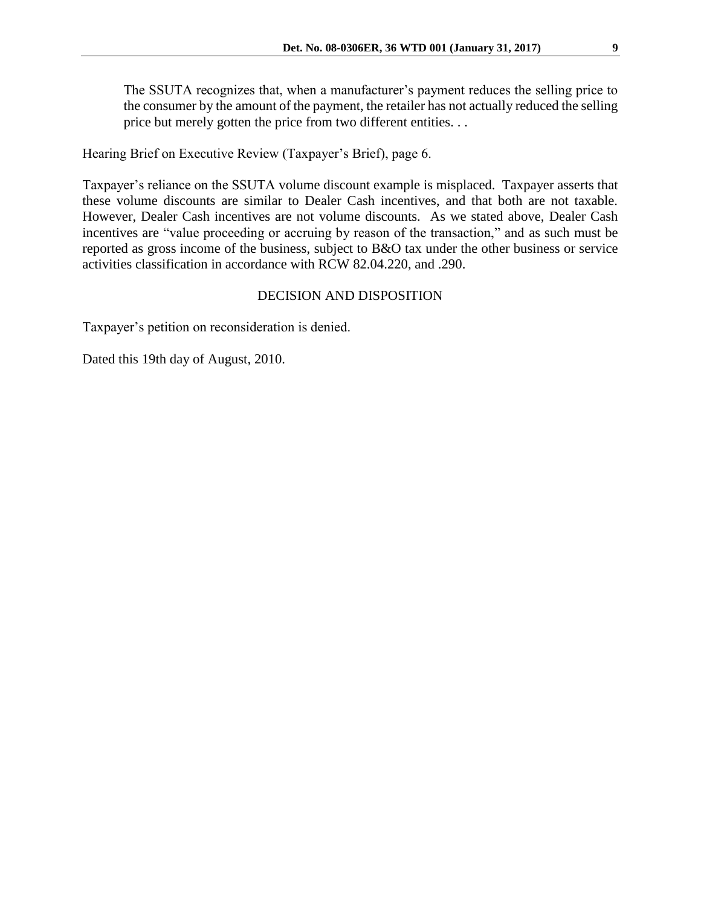> The SSUTA recognizes that, when a manufacturer's payment reduces the selling price to the consumer by the amount of the payment, the retailer has not actually reduced the selling price but merely gotten the price from two different entities. . .

Hearing Brief on Executive Review (Taxpayer's Brief), page 6.

Taxpayer's reliance on the SSUTA volume discount example is misplaced. Taxpayer asserts that these volume discounts are similar to Dealer Cash incentives, and that both are not taxable. However, Dealer Cash incentives are not volume discounts. As we stated above, Dealer Cash incentives are "value proceeding or accruing by reason of the transaction," and as such must be reported as gross income of the business, subject to B&O tax under the other business or service activities classification in accordance with RCW 82.04.220, and .290.

## DECISION AND DISPOSITION

Taxpayer's petition on reconsideration is denied.

Dated this 19th day of August, 2010.